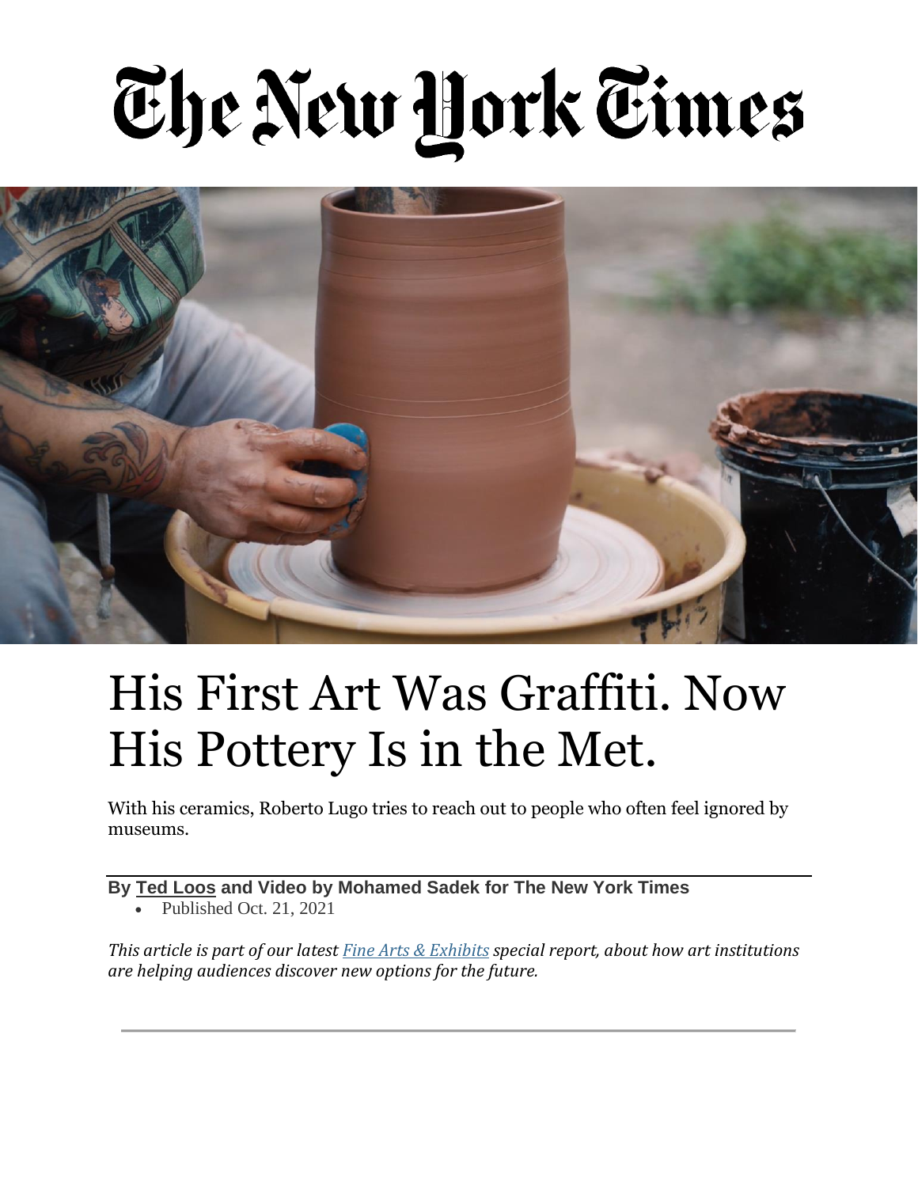The New York Times

# His First Art Was Graffiti. Now His Pottery Is in the Met.

With his ceramics, Roberto Lugo tries to reach out to people who often feel ignored by museums.

**By Ted Loos and Video by Mohamed Sadek for The New York Times**

- Published Oct. 21, 2021

*This article is part of our latest Fine Arts & Exhibits special report, about how art institutions are helping audiences discover new options for the future.*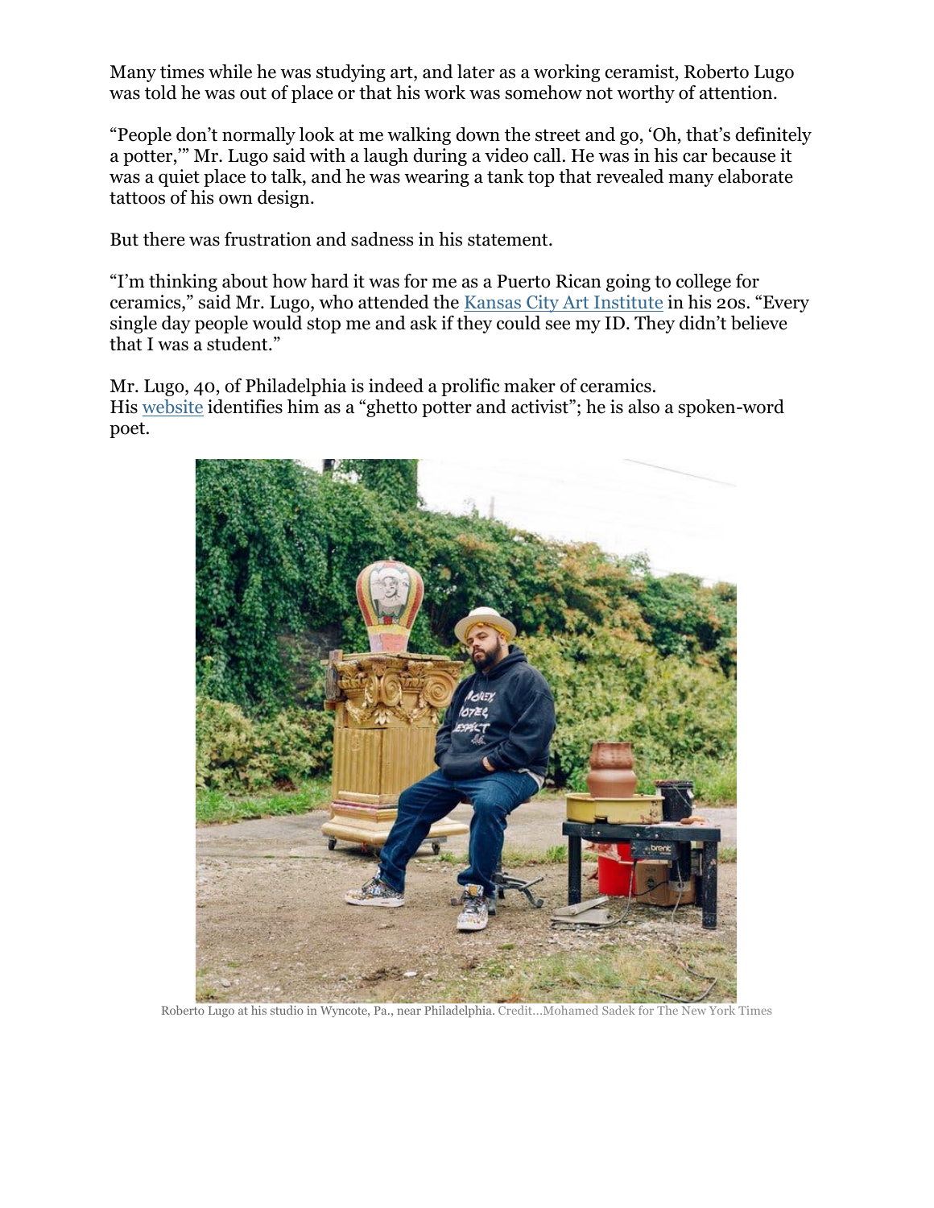Many times while he was studying art, and later as a working ceramist, Roberto Lugo was told he was out of place or that his work was somehow not worthy of attention.

“People don’t normally look at me walking down the street and go, ‘Oh, that’s definitely a potter,’” Mr. Lugo said with a laugh during a video call. He was in his car because it was a quiet place to talk, and he was wearing a tank top that revealed many elaborate tattoos of his own design.

But there was frustration and sadness in his statement.

“I’m thinking about how hard it was for me as a Puerto Rican going to college for ceramics,” said Mr. Lugo, who attended the Kansas City Art Institute in his 20s. “Every single day people would stop me and ask if they could see my ID. They didn’t believe that I was a student.”

Mr. Lugo, 40, of Philadelphia is indeed a prolific maker of ceramics. His website identifies him as a “ghetto potter and activist”; he is also a spoken-word poet.

Roberto Lugo at his studio in Wyncote, Pa., near Philadelphia. Credit...Mohamed Sadek for The New York Times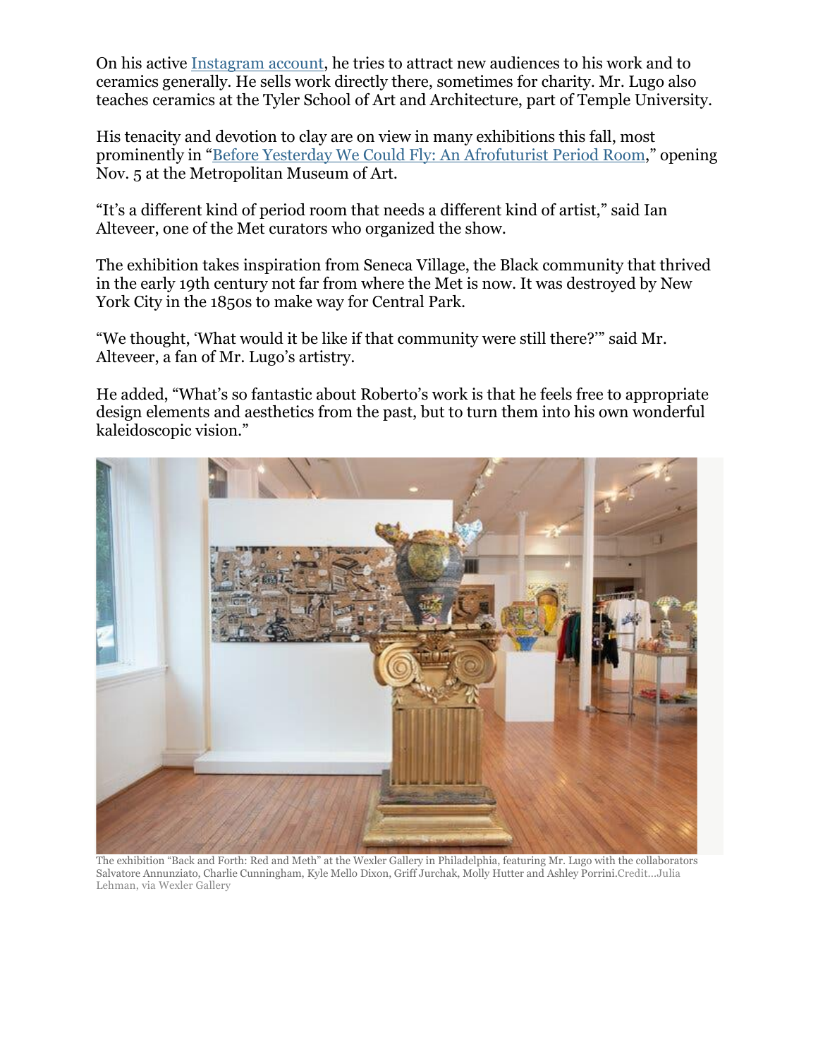On his active [Instagram account](), he tries to attract new audiences to his work and to ceramics generally. He sells work directly there, sometimes for charity. Mr. Lugo also teaches ceramics at the Tyler School of Art and Architecture, part of Temple University.

His tenacity and devotion to clay are on view in many exhibitions this fall, most prominently in "[Before Yesterday We Could Fly: An Afrofuturist Period Room]()," opening Nov. 5 at the Metropolitan Museum of Art.

"It's a different kind of period room that needs a different kind of artist," said Ian Alteveer, one of the Met curators who organized the show.

The exhibition takes inspiration from Seneca Village, the Black community that thrived in the early 19th century not far from where the Met is now. It was destroyed by New York City in the 1850s to make way for Central Park.

"We thought, 'What would it be like if that community were still there?'" said Mr. Alteveer, a fan of Mr. Lugo's artistry.

He added, "What's so fantastic about Roberto's work is that he feels free to appropriate design elements and aesthetics from the past, but to turn them into his own wonderful kaleidoscopic vision."

The exhibition "Back and Forth: Red and Meth" at the Wexler Gallery in Philadelphia, featuring Mr. Lugo with the collaborators Salvatore Annunziato, Charlie Cunningham, Kyle Mello Dixon, Griff Jurchak, Molly Hutter and Ashley Porrini.Credit...Julia Lehman, via Wexler Gallery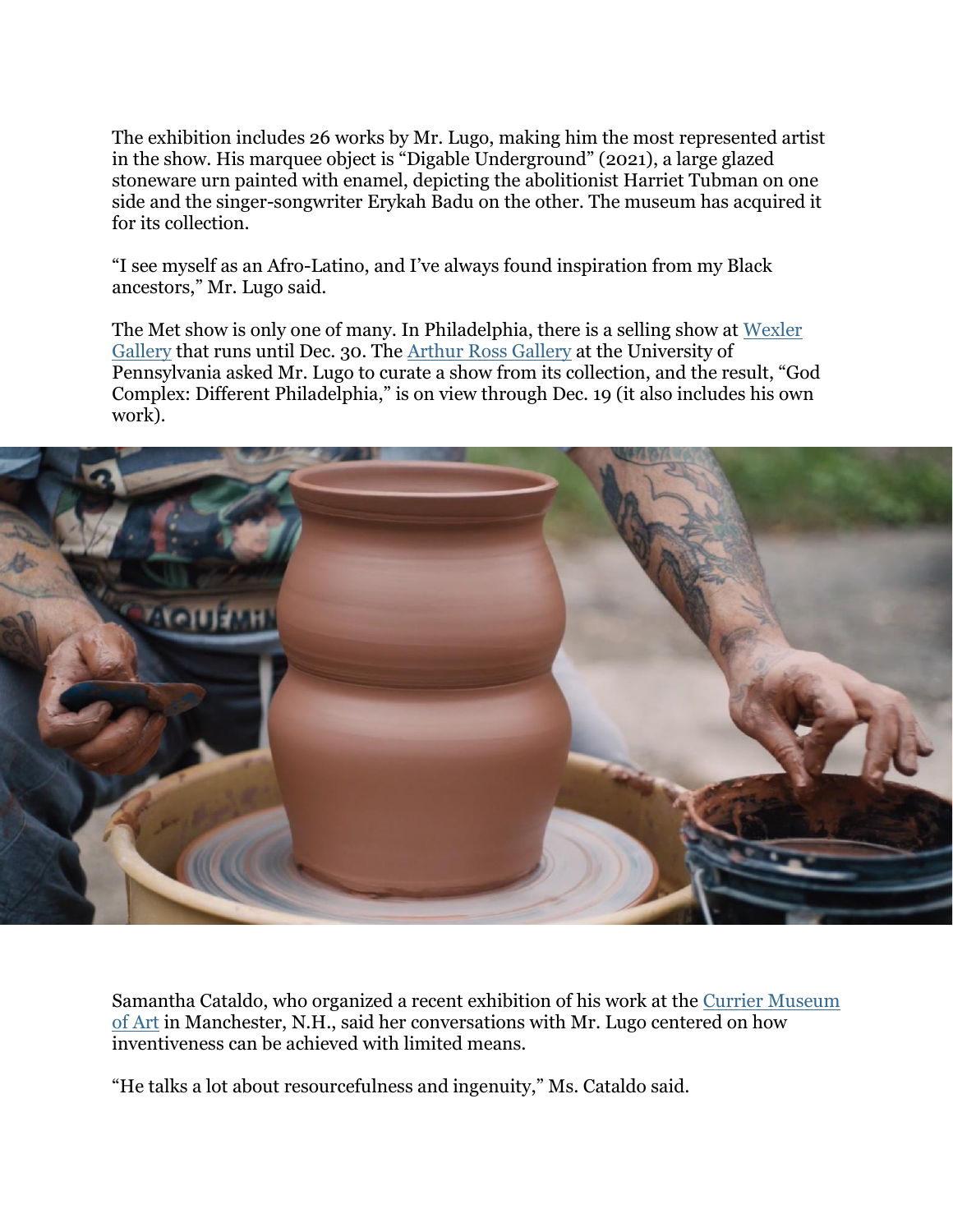The exhibition includes 26 works by Mr. Lugo, making him the most represented artist in the show. His marquee object is “Digable Underground” (2021), a large glazed stoneware urn painted with enamel, depicting the abolitionist Harriet Tubman on one side and the singer-songwriter Erykah Badu on the other. The museum has acquired it for its collection.

“I see myself as an Afro-Latino, and I’ve always found inspiration from my Black ancestors,” Mr. Lugo said.

The Met show is only one of many. In Philadelphia, there is a selling show at Wexler Gallery that runs until Dec. 30. The Arthur Ross Gallery at the University of Pennsylvania asked Mr. Lugo to curate a show from its collection, and the result, “God Complex: Different Philadelphia,” is on view through Dec. 19 (it also includes his own work).

Samantha Cataldo, who organized a recent exhibition of his work at the Currier Museum of Art in Manchester, N.H., said her conversations with Mr. Lugo centered on how inventiveness can be achieved with limited means.

“He talks a lot about resourcefulness and ingenuity,” Ms. Cataldo said.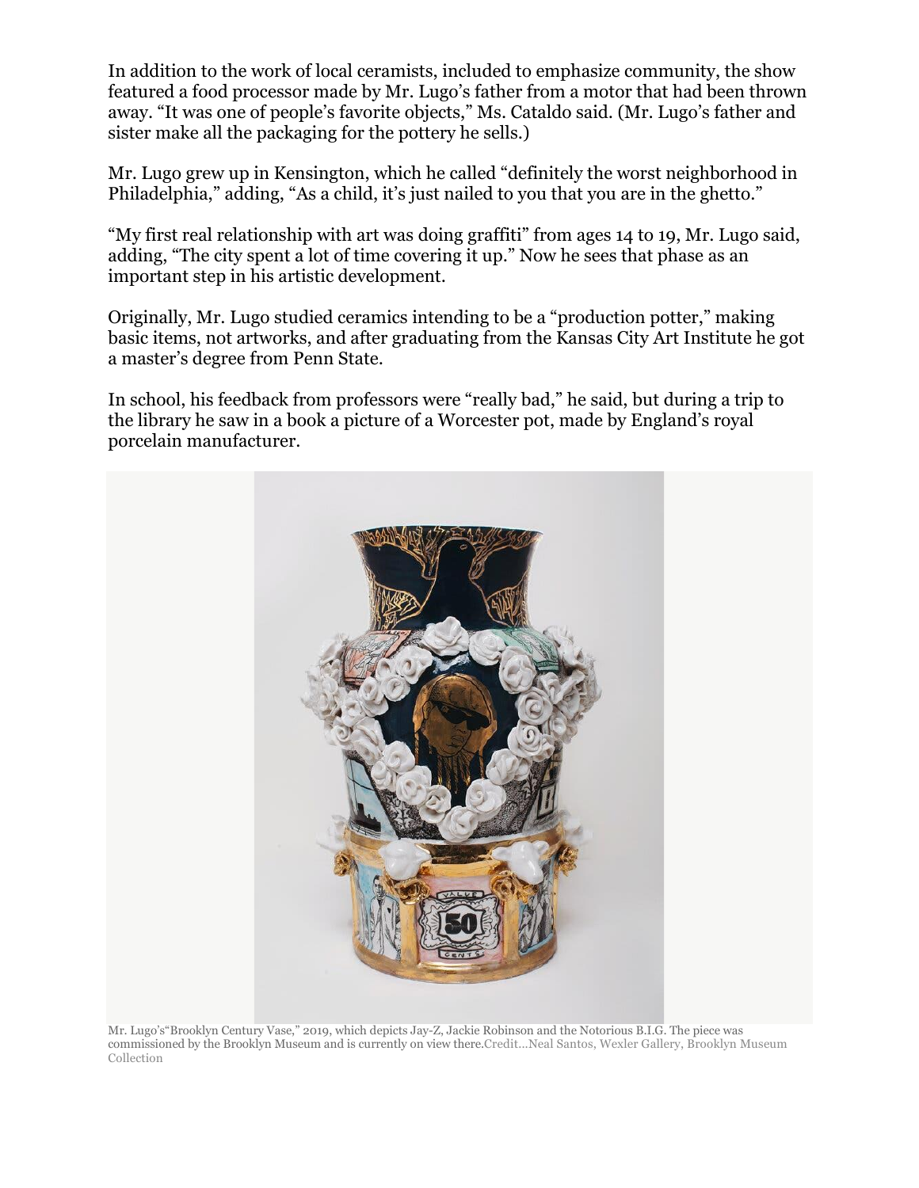In addition to the work of local ceramists, included to emphasize community, the show featured a food processor made by Mr. Lugo's father from a motor that had been thrown away. "It was one of people's favorite objects," Ms. Cataldo said. (Mr. Lugo's father and sister make all the packaging for the pottery he sells.)

Mr. Lugo grew up in Kensington, which he called "definitely the worst neighborhood in Philadelphia," adding, "As a child, it's just nailed to you that you are in the ghetto."

"My first real relationship with art was doing graffiti" from ages 14 to 19, Mr. Lugo said, adding, "The city spent a lot of time covering it up." Now he sees that phase as an important step in his artistic development.

Originally, Mr. Lugo studied ceramics intending to be a "production potter," making basic items, not artworks, and after graduating from the Kansas City Art Institute he got a master's degree from Penn State.

In school, his feedback from professors were "really bad," he said, but during a trip to the library he saw in a book a picture of a Worcester pot, made by England's royal porcelain manufacturer.

Mr. Lugo's"Brooklyn Century Vase," 2019, which depicts Jay-Z, Jackie Robinson and the Notorious B.I.G. The piece was commissioned by the Brooklyn Museum and is currently on view there.Credit...Neal Santos, Wexler Gallery, Brooklyn Museum Collection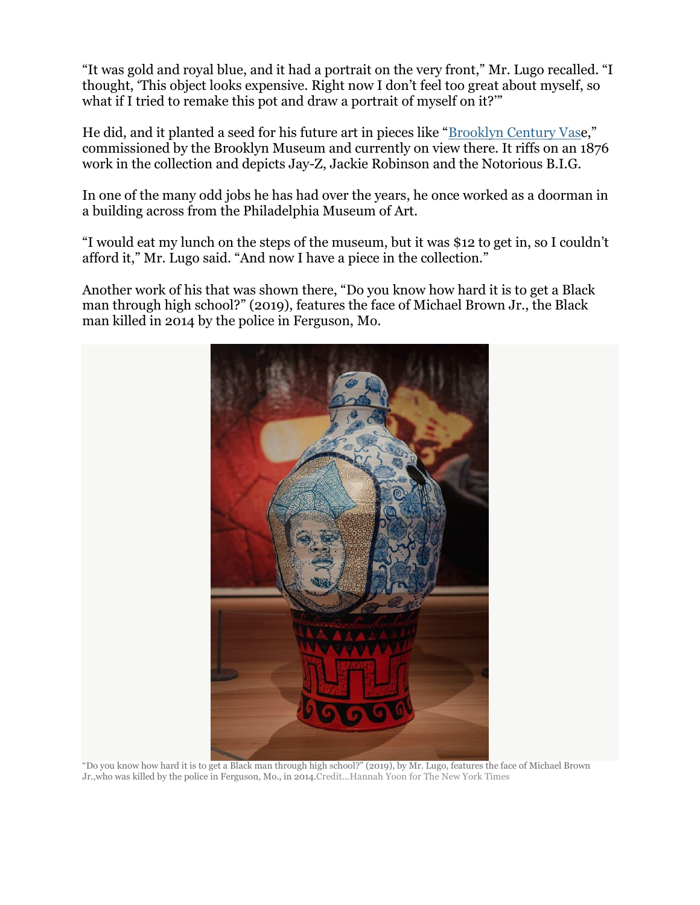"It was gold and royal blue, and it had a portrait on the very front," Mr. Lugo recalled. "I thought, 'This object looks expensive. Right now I don't feel too great about myself, so what if I tried to remake this pot and draw a portrait of myself on it?'"

He did, and it planted a seed for his future art in pieces like "Brooklyn Century Vase," commissioned by the Brooklyn Museum and currently on view there. It riffs on an 1876 work in the collection and depicts Jay-Z, Jackie Robinson and the Notorious B.I.G.

In one of the many odd jobs he has had over the years, he once worked as a doorman in a building across from the Philadelphia Museum of Art.

"I would eat my lunch on the steps of the museum, but it was $12 to get in, so I couldn't afford it," Mr. Lugo said. "And now I have a piece in the collection."

Another work of his that was shown there, "Do you know how hard it is to get a Black man through high school?" (2019), features the face of Michael Brown Jr., the Black man killed in 2014 by the police in Ferguson, Mo.

"Do you know how hard it is to get a Black man through high school?" (2019), by Mr. Lugo, features the face of Michael Brown Jr.,who was killed by the police in Ferguson, Mo., in 2014.Credit...Hannah Yoon for The New York Times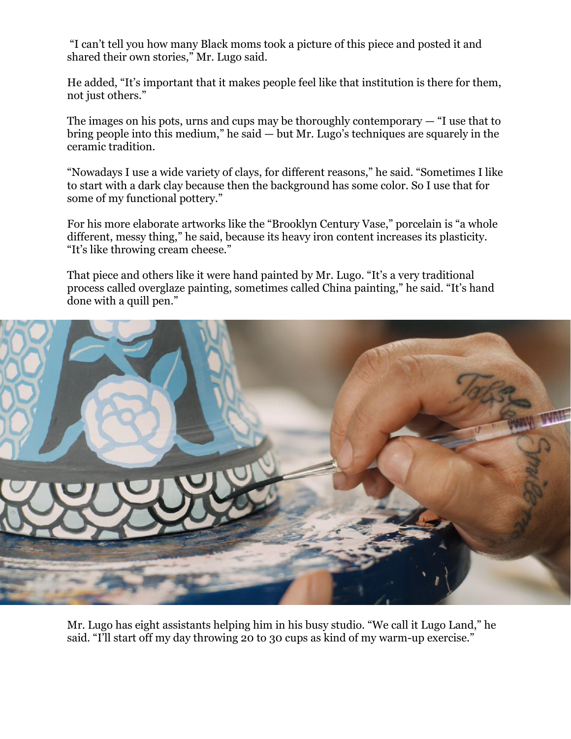"I can't tell you how many Black moms took a picture of this piece and posted it and shared their own stories," Mr. Lugo said.

He added, "It's important that it makes people feel like that institution is there for them, not just others."

The images on his pots, urns and cups may be thoroughly contemporary — "I use that to bring people into this medium," he said — but Mr. Lugo's techniques are squarely in the ceramic tradition.

"Nowadays I use a wide variety of clays, for different reasons," he said. "Sometimes I like to start with a dark clay because then the background has some color. So I use that for some of my functional pottery."

For his more elaborate artworks like the "Brooklyn Century Vase," porcelain is "a whole different, messy thing," he said, because its heavy iron content increases its plasticity. "It's like throwing cream cheese."

That piece and others like it were hand painted by Mr. Lugo. "It's a very traditional process called overglaze painting, sometimes called China painting," he said. "It's hand done with a quill pen."

Mr. Lugo has eight assistants helping him in his busy studio. "We call it Lugo Land," he said. "I'll start off my day throwing 20 to 30 cups as kind of my warm-up exercise."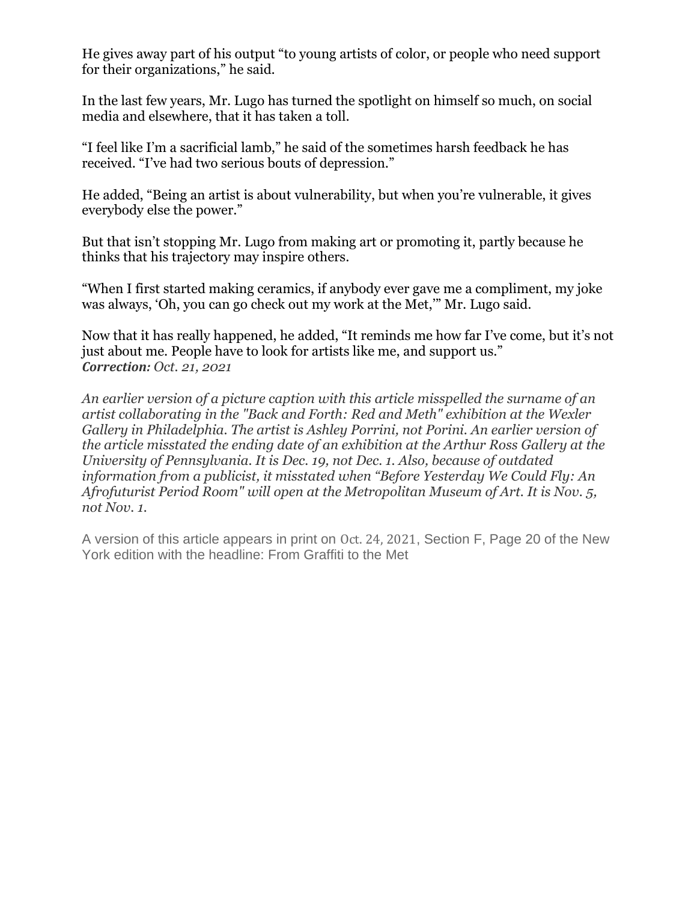He gives away part of his output "to young artists of color, or people who need support for their organizations," he said.

In the last few years, Mr. Lugo has turned the spotlight on himself so much, on social media and elsewhere, that it has taken a toll.

"I feel like I'm a sacrificial lamb," he said of the sometimes harsh feedback he has received. "I've had two serious bouts of depression."

He added, "Being an artist is about vulnerability, but when you're vulnerable, it gives everybody else the power."

But that isn't stopping Mr. Lugo from making art or promoting it, partly because he thinks that his trajectory may inspire others.

"When I first started making ceramics, if anybody ever gave me a compliment, my joke was always, 'Oh, you can go check out my work at the Met,'" Mr. Lugo said.

Now that it has really happened, he added, "It reminds me how far I've come, but it's not just about me. People have to look for artists like me, and support us."

***Correction:*** *Oct. 21, 2021*

*An earlier version of a picture caption with this article misspelled the surname of an artist collaborating in the "Back and Forth: Red and Meth" exhibition at the Wexler Gallery in Philadelphia. The artist is Ashley Porrini, not Porini. An earlier version of the article misstated the ending date of an exhibition at the Arthur Ross Gallery at the University of Pennsylvania. It is Dec. 19, not Dec. 1. Also, because of outdated information from a publicist, it misstated when "Before Yesterday We Could Fly: An Afrofuturist Period Room" will open at the Metropolitan Museum of Art. It is Nov. 5, not Nov. 1.*

A version of this article appears in print on Oct. 24, 2021, Section F, Page 20 of the New York edition with the headline: From Graffiti to the Met